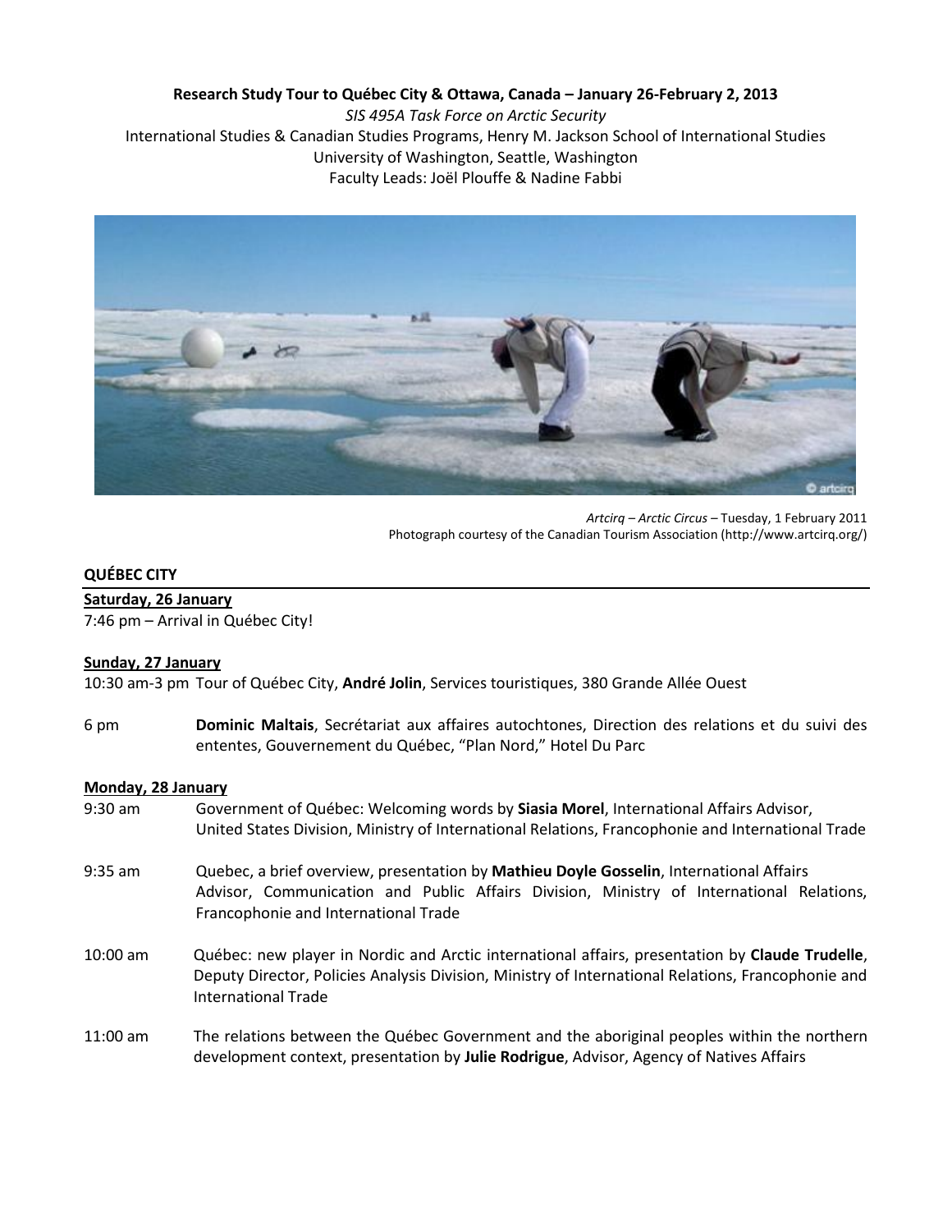**Research Study Tour to Québec City & Ottawa, Canada – January 26-February 2, 2013**

*SIS 495A Task Force on Arctic Security*

International Studies & Canadian Studies Programs, Henry M. Jackson School of International Studies

University of Washington, Seattle, Washington

Faculty Leads: Joël Plouffe & Nadine Fabbi

*Artcirq – Arctic Circus* – Tuesday, 1 February 2011

Photograph courtesy of the Canadian Tourism Association (http://www.artcirq.org/)

## QUÉBEC CITY

### Saturday, 26 January

7:46 pm – Arrival in Québec City!

### Sunday, 27 January

10:30 am-3 pm Tour of Québec City, **André Jolin**, Services touristiques, 380 Grande Allée Ouest

6 pm **Dominic Maltais**, Secrétariat aux affaires autochtones, Direction des relations et du suivi des ententes, Gouvernement du Québec, "Plan Nord," Hotel Du Parc

### Monday, 28 January

9:30 am Government of Québec: Welcoming words by **Siasia Morel**, International Affairs Advisor, United States Division, Ministry of International Relations, Francophonie and International Trade

9:35 am Quebec, a brief overview, presentation by **Mathieu Doyle Gosselin**, International Affairs Advisor, Communication and Public Affairs Division, Ministry of International Relations, Francophonie and International Trade

10:00 am Québec: new player in Nordic and Arctic international affairs, presentation by **Claude Trudelle**, Deputy Director, Policies Analysis Division, Ministry of International Relations, Francophonie and International Trade

11:00 am The relations between the Québec Government and the aboriginal peoples within the northern development context, presentation by **Julie Rodrigue**, Advisor, Agency of Natives Affairs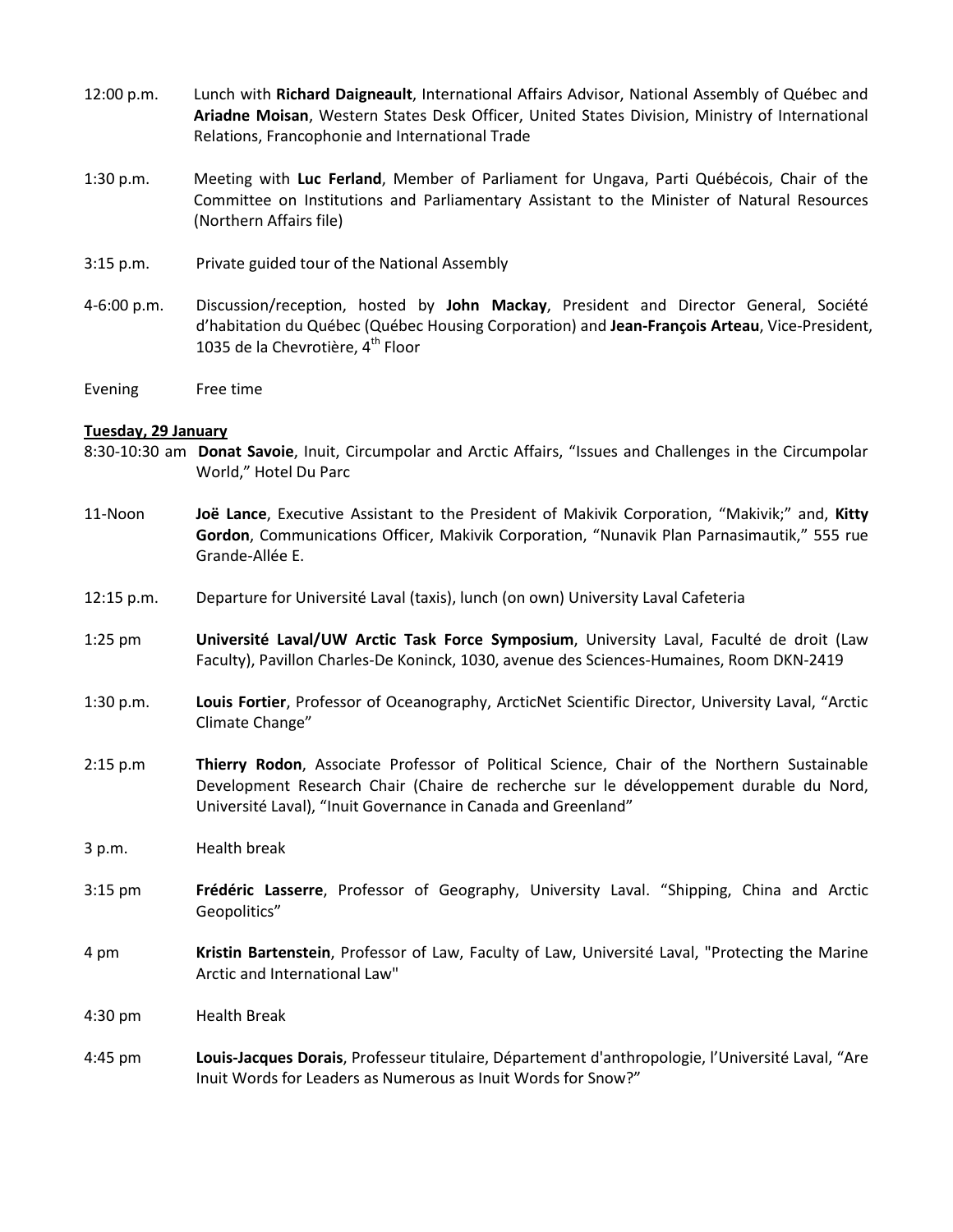12:00 p.m. Lunch with **Richard Daigneault**, International Affairs Advisor, National Assembly of Québec and **Ariadne Moisan**, Western States Desk Officer, United States Division, Ministry of International Relations, Francophonie and International Trade

1:30 p.m. Meeting with **Luc Ferland**, Member of Parliament for Ungava, Parti Québécois, Chair of the Committee on Institutions and Parliamentary Assistant to the Minister of Natural Resources (Northern Affairs file)

3:15 p.m. Private guided tour of the National Assembly

4-6:00 p.m. Discussion/reception, hosted by **John Mackay**, President and Director General, Société d'habitation du Québec (Québec Housing Corporation) and **Jean-François Arteau**, Vice-President, 1035 de la Chevrotière, 4th Floor

Evening Free time

**Tuesday, 29 January**

8:30-10:30 am **Donat Savoie**, Inuit, Circumpolar and Arctic Affairs, "Issues and Challenges in the Circumpolar World," Hotel Du Parc

11-Noon **Joë Lance**, Executive Assistant to the President of Makivik Corporation, "Makivik;" and, **Kitty Gordon**, Communications Officer, Makivik Corporation, "Nunavik Plan Parnasimautik," 555 rue Grande-Allée E.

12:15 p.m. Departure for Université Laval (taxis), lunch (on own) University Laval Cafeteria

1:25 pm **Université Laval/UW Arctic Task Force Symposium**, University Laval, Faculté de droit (Law Faculty), Pavillon Charles-De Koninck, 1030, avenue des Sciences-Humaines, Room DKN-2419

1:30 p.m. **Louis Fortier**, Professor of Oceanography, ArcticNet Scientific Director, University Laval, "Arctic Climate Change"

2:15 p.m **Thierry Rodon**, Associate Professor of Political Science, Chair of the Northern Sustainable Development Research Chair (Chaire de recherche sur le développement durable du Nord, Université Laval), "Inuit Governance in Canada and Greenland"

3 p.m. Health break

3:15 pm **Frédéric Lasserre**, Professor of Geography, University Laval. "Shipping, China and Arctic Geopolitics"

4 pm **Kristin Bartenstein**, Professor of Law, Faculty of Law, Université Laval, "Protecting the Marine Arctic and International Law"

4:30 pm Health Break

4:45 pm **Louis-Jacques Dorais**, Professeur titulaire, Département d'anthropologie, l'Université Laval, "Are Inuit Words for Leaders as Numerous as Inuit Words for Snow?"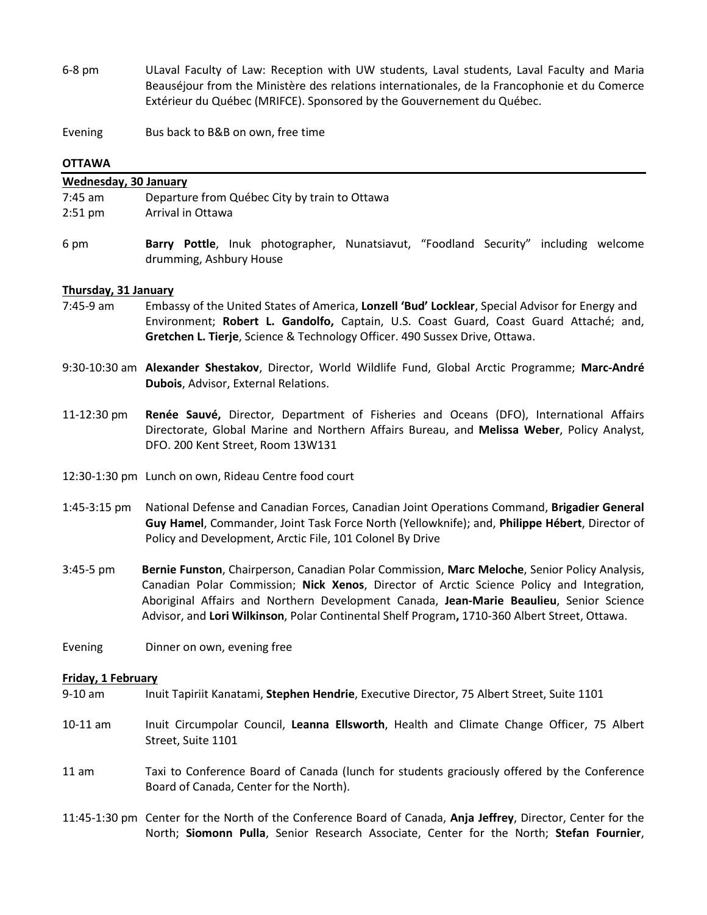6-8 pm ULaval Faculty of Law: Reception with UW students, Laval students, Laval Faculty and Maria Beauséjour from the Ministère des relations internationales, de la Francophonie et du Comerce Extérieur du Québec (MRIFCE). Sponsored by the Gouvernement du Québec.

Evening Bus back to B&B on own, free time

**OTTAWA**

**Wednesday, 30 January**

7:45 am Departure from Québec City by train to Ottawa

2:51 pm Arrival in Ottawa

6 pm **Barry Pottle**, Inuk photographer, Nunatsiavut, "Foodland Security" including welcome drumming, Ashbury House

**Thursday, 31 January**

7:45-9 am Embassy of the United States of America, **Lonzell 'Bud' Locklear**, Special Advisor for Energy and Environment; **Robert L. Gandolfo,** Captain, U.S. Coast Guard, Coast Guard Attaché; and, **Gretchen L. Tierje**, Science & Technology Officer. 490 Sussex Drive, Ottawa.

9:30-10:30 am **Alexander Shestakov**, Director, World Wildlife Fund, Global Arctic Programme; **Marc-André Dubois**, Advisor, External Relations.

11-12:30 pm **Renée Sauvé,** Director, Department of Fisheries and Oceans (DFO), International Affairs Directorate, Global Marine and Northern Affairs Bureau, and **Melissa Weber**, Policy Analyst, DFO. 200 Kent Street, Room 13W131

12:30-1:30 pm Lunch on own, Rideau Centre food court

1:45-3:15 pm National Defense and Canadian Forces, Canadian Joint Operations Command, **Brigadier General Guy Hamel**, Commander, Joint Task Force North (Yellowknife); and, **Philippe Hébert**, Director of Policy and Development, Arctic File, 101 Colonel By Drive

3:45-5 pm **Bernie Funston**, Chairperson, Canadian Polar Commission, **Marc Meloche**, Senior Policy Analysis, Canadian Polar Commission; **Nick Xenos**, Director of Arctic Science Policy and Integration, Aboriginal Affairs and Northern Development Canada, **Jean-Marie Beaulieu**, Senior Science Advisor, and **Lori Wilkinson**, Polar Continental Shelf Program**,** 1710-360 Albert Street, Ottawa.

Evening Dinner on own, evening free

**Friday, 1 February**

9-10 am Inuit Tapiriit Kanatami, **Stephen Hendrie**, Executive Director, 75 Albert Street, Suite 1101

10-11 am Inuit Circumpolar Council, **Leanna Ellsworth**, Health and Climate Change Officer, 75 Albert Street, Suite 1101

11 am Taxi to Conference Board of Canada (lunch for students graciously offered by the Conference Board of Canada, Center for the North).

11:45-1:30 pm Center for the North of the Conference Board of Canada, **Anja Jeffrey**, Director, Center for the North; **Siomonn Pulla**, Senior Research Associate, Center for the North; **Stefan Fournier**,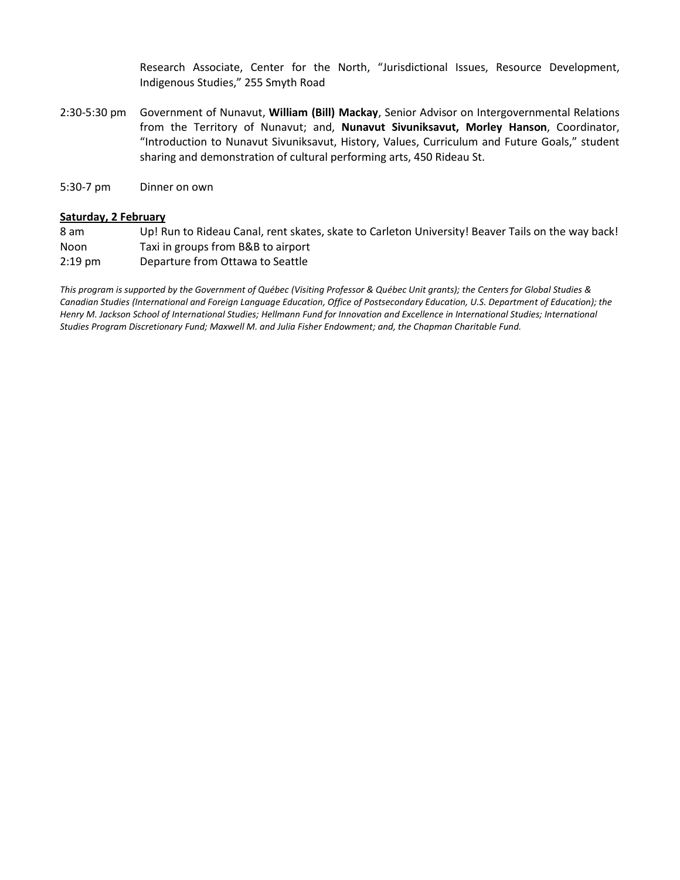Research Associate, Center for the North, "Jurisdictional Issues, Resource Development, Indigenous Studies," 255 Smyth Road

2:30-5:30 pm Government of Nunavut, **William (Bill) Mackay**, Senior Advisor on Intergovernmental Relations from the Territory of Nunavut; and, **Nunavut Sivuniksavut, Morley Hanson**, Coordinator, "Introduction to Nunavut Sivuniksavut, History, Values, Curriculum and Future Goals," student sharing and demonstration of cultural performing arts, 450 Rideau St.

5:30-7 pm Dinner on own

**Saturday, 2 February**

8 am Up! Run to Rideau Canal, rent skates, skate to Carleton University! Beaver Tails on the way back!
Noon Taxi in groups from B&B to airport
2:19 pm Departure from Ottawa to Seattle

*This program is supported by the Government of Québec (Visiting Professor & Québec Unit grants); the Centers for Global Studies & Canadian Studies (International and Foreign Language Education, Office of Postsecondary Education, U.S. Department of Education); the Henry M. Jackson School of International Studies; Hellmann Fund for Innovation and Excellence in International Studies; International Studies Program Discretionary Fund; Maxwell M. and Julia Fisher Endowment; and, the Chapman Charitable Fund.*